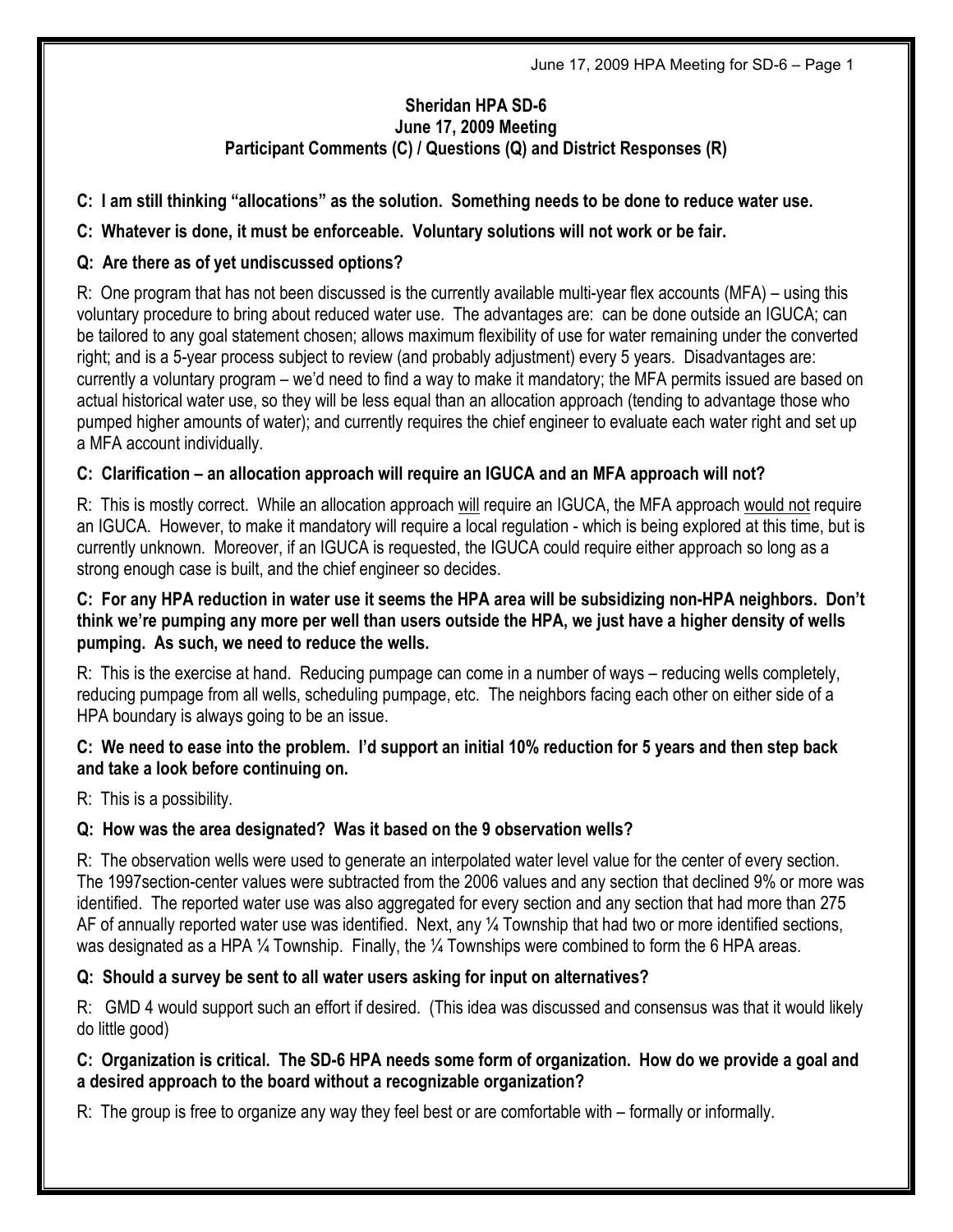# Sheridan HPA SD-6
## June 17, 2009 Meeting
### Participant Comments (C) / Questions (Q) and District Responses (R)

**C: I am still thinking "allocations" as the solution. Something needs to be done to reduce water use.**

**C: Whatever is done, it must be enforceable. Voluntary solutions will not work or be fair.**

**Q: Are there as of yet undiscussed options?**

R: One program that has not been discussed is the currently available multi-year flex accounts (MFA) – using this voluntary procedure to bring about reduced water use. The advantages are: can be done outside an IGUCA; can be tailored to any goal statement chosen; allows maximum flexibility of use for water remaining under the converted right; and is a 5-year process subject to review (and probably adjustment) every 5 years. Disadvantages are: currently a voluntary program – we'd need to find a way to make it mandatory; the MFA permits issued are based on actual historical water use, so they will be less equal than an allocation approach (tending to advantage those who pumped higher amounts of water); and currently requires the chief engineer to evaluate each water right and set up a MFA account individually.

**C: Clarification – an allocation approach will require an IGUCA and an MFA approach will not?**

R: This is mostly correct. While an allocation approach will require an IGUCA, the MFA approach would not require an IGUCA. However, to make it mandatory will require a local regulation - which is being explored at this time, but is currently unknown. Moreover, if an IGUCA is requested, the IGUCA could require either approach so long as a strong enough case is built, and the chief engineer so decides.

**C: For any HPA reduction in water use it seems the HPA area will be subsidizing non-HPA neighbors. Don't think we're pumping any more per well than users outside the HPA, we just have a higher density of wells pumping. As such, we need to reduce the wells.**

R: This is the exercise at hand. Reducing pumpage can come in a number of ways – reducing wells completely, reducing pumpage from all wells, scheduling pumpage, etc. The neighbors facing each other on either side of a HPA boundary is always going to be an issue.

**C: We need to ease into the problem. I'd support an initial 10% reduction for 5 years and then step back and take a look before continuing on.**

R: This is a possibility.

**Q: How was the area designated? Was it based on the 9 observation wells?**

R: The observation wells were used to generate an interpolated water level value for the center of every section. The 1997section-center values were subtracted from the 2006 values and any section that declined 9% or more was identified. The reported water use was also aggregated for every section and any section that had more than 275 AF of annually reported water use was identified. Next, any ¼ Township that had two or more identified sections, was designated as a HPA ¼ Township. Finally, the ¼ Townships were combined to form the 6 HPA areas.

**Q: Should a survey be sent to all water users asking for input on alternatives?**

R: GMD 4 would support such an effort if desired. (This idea was discussed and consensus was that it would likely do little good)

**C: Organization is critical. The SD-6 HPA needs some form of organization. How do we provide a goal and a desired approach to the board without a recognizable organization?**

R: The group is free to organize any way they feel best or are comfortable with – formally or informally.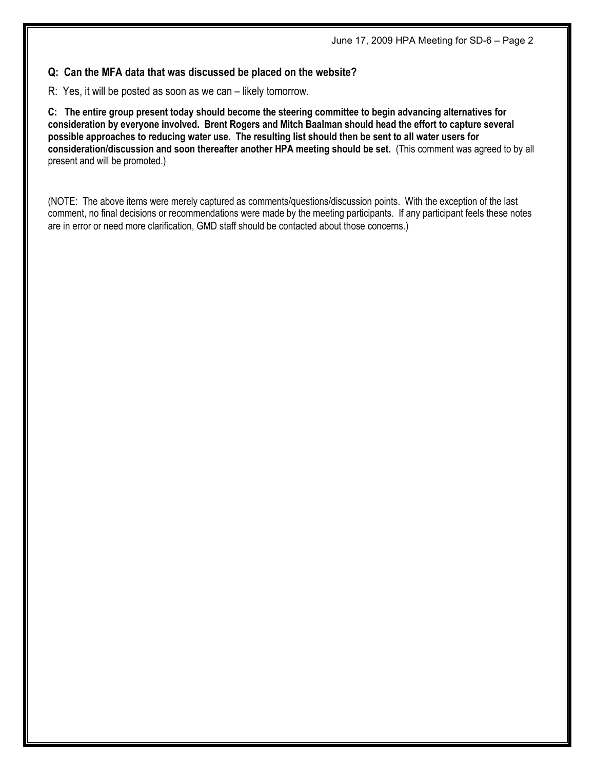**Q: Can the MFA data that was discussed be placed on the website?**

R: Yes, it will be posted as soon as we can – likely tomorrow.

**C: The entire group present today should become the steering committee to begin advancing alternatives for consideration by everyone involved. Brent Rogers and Mitch Baalman should head the effort to capture several possible approaches to reducing water use. The resulting list should then be sent to all water users for consideration/discussion and soon thereafter another HPA meeting should be set.** (This comment was agreed to by all present and will be promoted.)

(NOTE: The above items were merely captured as comments/questions/discussion points. With the exception of the last comment, no final decisions or recommendations were made by the meeting participants. If any participant feels these notes are in error or need more clarification, GMD staff should be contacted about those concerns.)